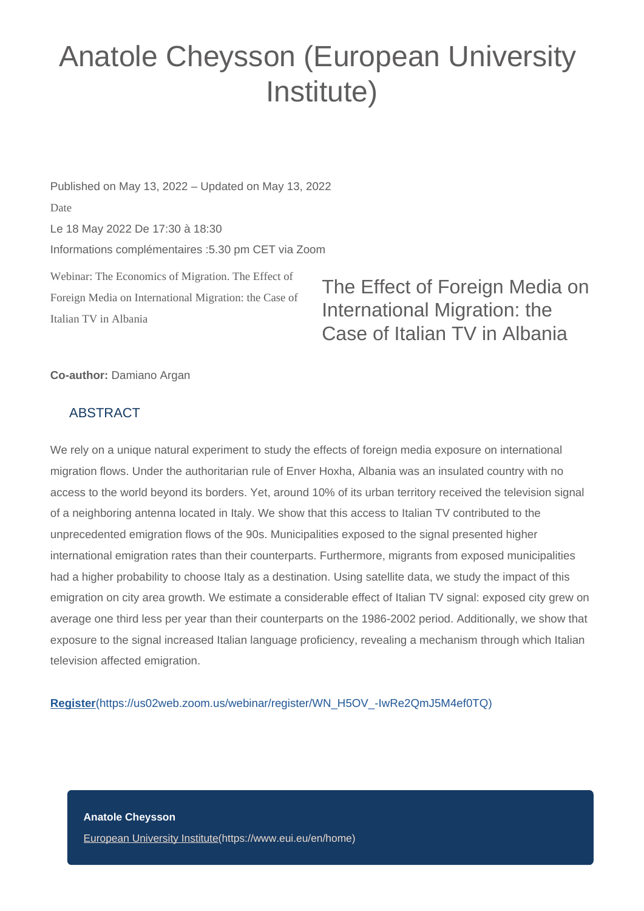# Anatole Cheysson (European University Institute)

Published on May 13, 2022 – Updated on May 13, 2022

Date

Le 18 May 2022 De 17:30 à 18:30

Informations complémentaires :5.30 pm CET via Zoom

Webinar: The Economics of Migration. The Effect of Foreign Media on International Migration: the Case of Italian TV in Albania

## The Effect of Foreign Media on International Migration: the Case of Italian TV in Albania

**Co-author:** Damiano Argan

### ABSTRACT

We rely on a unique natural experiment to study the effects of foreign media exposure on international migration flows. Under the authoritarian rule of Enver Hoxha, Albania was an insulated country with no access to the world beyond its borders. Yet, around 10% of its urban territory received the television signal of a neighboring antenna located in Italy. We show that this access to Italian TV contributed to the unprecedented emigration flows of the 90s. Municipalities exposed to the signal presented higher international emigration rates than their counterparts. Furthermore, migrants from exposed municipalities had a higher probability to choose Italy as a destination. Using satellite data, we study the impact of this emigration on city area growth. We estimate a considerable effect of Italian TV signal: exposed city grew on average one third less per year than their counterparts on the 1986-2002 period. Additionally, we show that exposure to the signal increased Italian language proficiency, revealing a mechanism through which Italian television affected emigration.

**Register**(https://us02web.zoom.us/webinar/register/WN_H5OV_-IwRe2QmJ5M4ef0TQ)

**Anatole Cheysson**

European University Institute(https://www.eui.eu/en/home)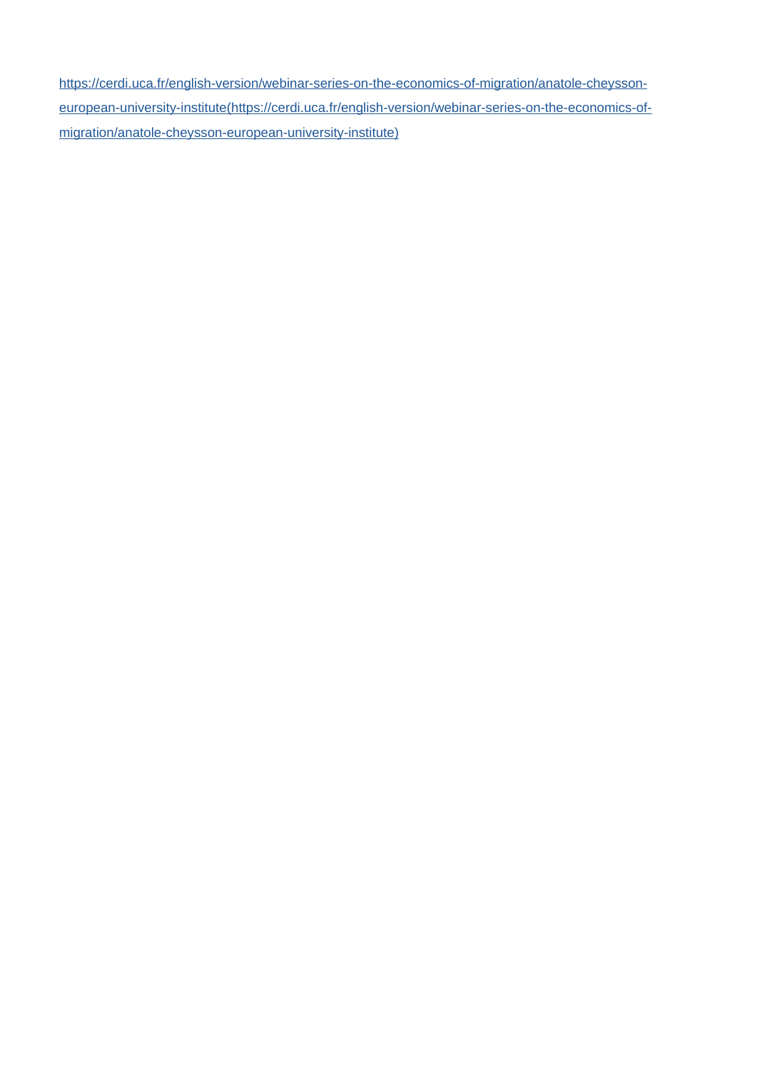https://cerdi.uca.fr/english-version/webinar-series-on-the-economics-of-migration/anatole-cheysson-european-university-institute(https://cerdi.uca.fr/english-version/webinar-series-on-the-economics-of-migration/anatole-cheysson-european-university-institute)